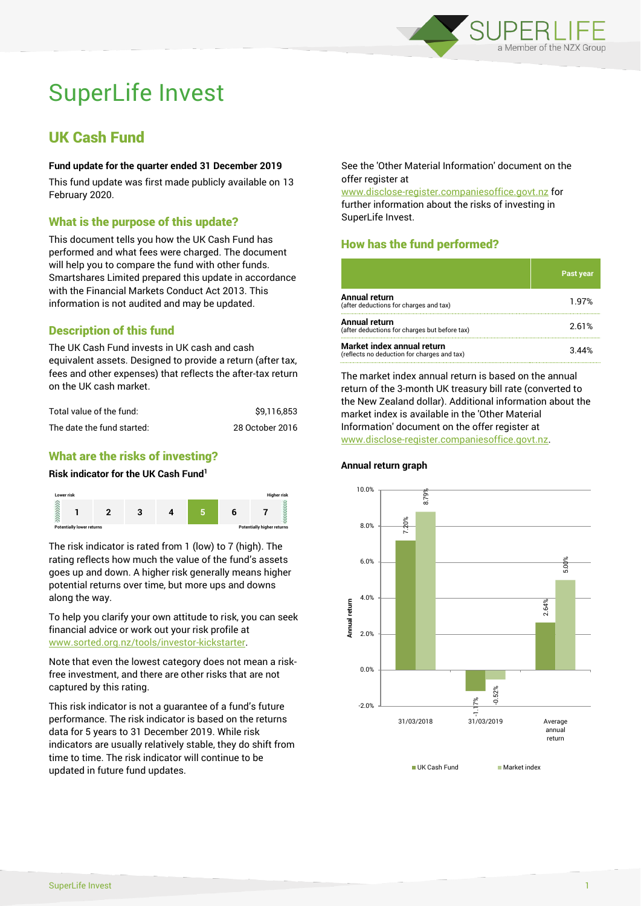# SuperLife Invest

## UK Cash Fund

**Fund update for the quarter ended 31 December 2019**

This fund update was first made publicly available on 13 February 2020.

### What is the purpose of this update?

This document tells you how the UK Cash Fund has performed and what fees were charged. The document will help you to compare the fund with other funds. Smartshares Limited prepared this update in accordance with the Financial Markets Conduct Act 2013. This information is not audited and may be updated.

### Description of this fund

The UK Cash Fund invests in UK cash and cash equivalent assets. Designed to provide a return (after tax, fees and other expenses) that reflects the after-tax return on the UK cash market.

| | |
|---|---|
| Total value of the fund: | $9,116,853 |
| The date the fund started: | 28 October 2016 |

### What are the risks of investing?

**Risk indicator for the UK Cash Fund[1]**

| Lower risk | | | | | | Higher risk |
|---|---|---|---|---|---|---|
| 1 | 2 | 3 | 4 | **5** | 6 | 7 |
| Potentially lower returns | | | | | | Potentially higher returns |

The risk indicator is rated from 1 (low) to 7 (high). The rating reflects how much the value of the fund's assets goes up and down. A higher risk generally means higher potential returns over time, but more ups and downs along the way.

To help you clarify your own attitude to risk, you can seek financial advice or work out your risk profile at www.sorted.org.nz/tools/investor-kickstarter.

Note that even the lowest category does not mean a risk-free investment, and there are other risks that are not captured by this rating.

This risk indicator is not a guarantee of a fund's future performance. The risk indicator is based on the returns data for 5 years to 31 December 2019. While risk indicators are usually relatively stable, they do shift from time to time. The risk indicator will continue to be updated in future fund updates.

See the 'Other Material Information' document on the offer register at www.disclose-register.companiesoffice.govt.nz for further information about the risks of investing in SuperLife Invest.

### How has the fund performed?

| | Past year |
|---|---|
| **Annual return** (after deductions for charges and tax) | 1.97% |
| **Annual return** (after deductions for charges but before tax) | 2.61% |
| **Market index annual return** (reflects no deduction for charges and tax) | 3.44% |

The market index annual return is based on the annual return of the 3-month UK treasury bill rate (converted to the New Zealand dollar). Additional information about the market index is available in the 'Other Material Information' document on the offer register at www.disclose-register.companiesoffice.govt.nz.

**Annual return graph**

| | UK Cash Fund | Market index |
|---|---|---|
| 31/03/2018 | 7.20% | 8.79% |
| 31/03/2019 | -1.17% | -0.52% |
| Average annual return | 2.64% | 5.00% |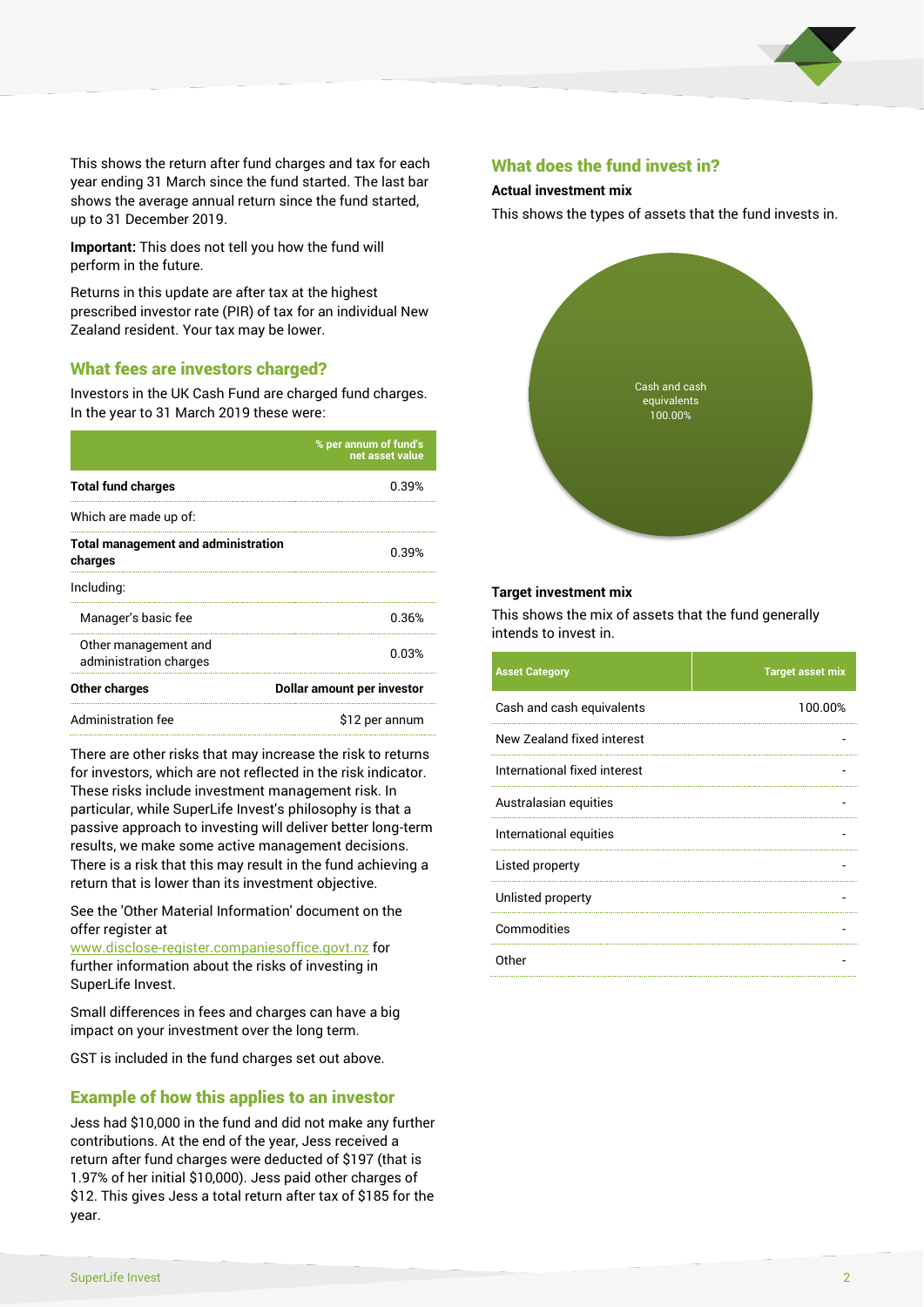This shows the return after fund charges and tax for each year ending 31 March since the fund started. The last bar shows the average annual return since the fund started, up to 31 December 2019.

**Important:** This does not tell you how the fund will perform in the future.

Returns in this update are after tax at the highest prescribed investor rate (PIR) of tax for an individual New Zealand resident. Your tax may be lower.

## What fees are investors charged?

Investors in the UK Cash Fund are charged fund charges. In the year to 31 March 2019 these were:

| | % per annum of fund's net asset value |
|---|---|
| **Total fund charges** | 0.39% |
| Which are made up of: | |
| **Total management and administration charges** | 0.39% |
| Including: | |
| Manager's basic fee | 0.36% |
| Other management and administration charges | 0.03% |
| **Other charges** | **Dollar amount per investor** |
| Administration fee | $12 per annum |

There are other risks that may increase the risk to returns for investors, which are not reflected in the risk indicator. These risks include investment management risk. In particular, while SuperLife Invest's philosophy is that a passive approach to investing will deliver better long-term results, we make some active management decisions. There is a risk that this may result in the fund achieving a return that is lower than its investment objective.

See the 'Other Material Information' document on the offer register at www.disclose-register.companiesoffice.govt.nz for further information about the risks of investing in SuperLife Invest.

Small differences in fees and charges can have a big impact on your investment over the long term.

GST is included in the fund charges set out above.

## Example of how this applies to an investor

Jess had $10,000 in the fund and did not make any further contributions. At the end of the year, Jess received a return after fund charges were deducted of $197 (that is 1.97% of her initial $10,000). Jess paid other charges of $12. This gives Jess a total return after tax of $185 for the year.

## What does the fund invest in?

### Actual investment mix

This shows the types of assets that the fund invests in.

Cash and cash equivalents 100.00%

### Target investment mix

This shows the mix of assets that the fund generally intends to invest in.

| Asset Category | Target asset mix |
|---|---|
| Cash and cash equivalents | 100.00% |
| New Zealand fixed interest | - |
| International fixed interest | - |
| Australasian equities | - |
| International equities | - |
| Listed property | - |
| Unlisted property | - |
| Commodities | - |
| Other | - |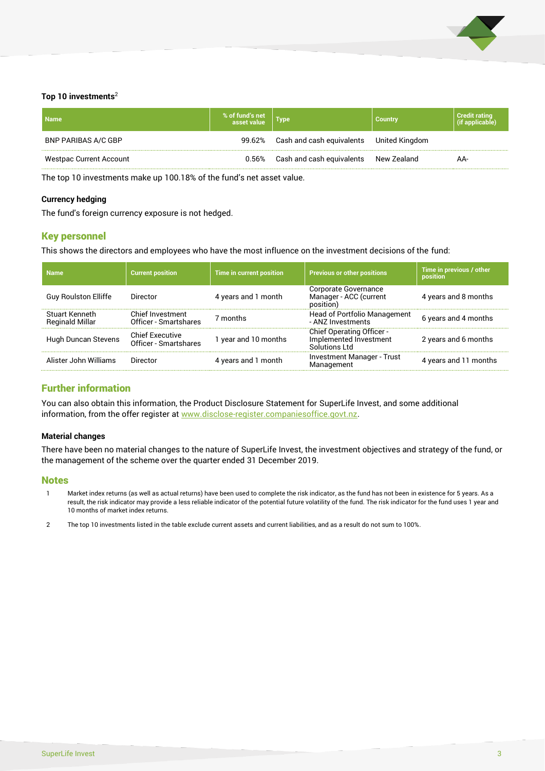### Top 10 investments[2]

| Name | % of fund's net asset value | Type | Country | Credit rating (if applicable) |
|---|---|---|---|---|
| BNP PARIBAS A/C GBP | 99.62% | Cash and cash equivalents | United Kingdom | |
| Westpac Current Account | 0.56% | Cash and cash equivalents | New Zealand | AA- |

The top 10 investments make up 100.18% of the fund's net asset value.

### Currency hedging

The fund's foreign currency exposure is not hedged.

## Key personnel

This shows the directors and employees who have the most influence on the investment decisions of the fund:

| Name | Current position | Time in current position | Previous or other positions | Time in previous / other position |
|---|---|---|---|---|
| Guy Roulston Elliffe | Director | 4 years and 1 month | Corporate Governance Manager - ACC (current position) | 4 years and 8 months |
| Stuart Kenneth Reginald Millar | Chief Investment Officer - Smartshares | 7 months | Head of Portfolio Management - ANZ Investments | 6 years and 4 months |
| Hugh Duncan Stevens | Chief Executive Officer - Smartshares | 1 year and 10 months | Chief Operating Officer - Implemented Investment Solutions Ltd | 2 years and 6 months |
| Alister John Williams | Director | 4 years and 1 month | Investment Manager - Trust Management | 4 years and 11 months |

## Further information

You can also obtain this information, the Product Disclosure Statement for SuperLife Invest, and some additional information, from the offer register at www.disclose-register.companiesoffice.govt.nz.

### Material changes

There have been no material changes to the nature of SuperLife Invest, the investment objectives and strategy of the fund, or the management of the scheme over the quarter ended 31 December 2019.

## Notes

1. Market index returns (as well as actual returns) have been used to complete the risk indicator, as the fund has not been in existence for 5 years. As a result, the risk indicator may provide a less reliable indicator of the potential future volatility of the fund. The risk indicator for the fund uses 1 year and 10 months of market index returns.
2. The top 10 investments listed in the table exclude current assets and current liabilities, and as a result do not sum to 100%.